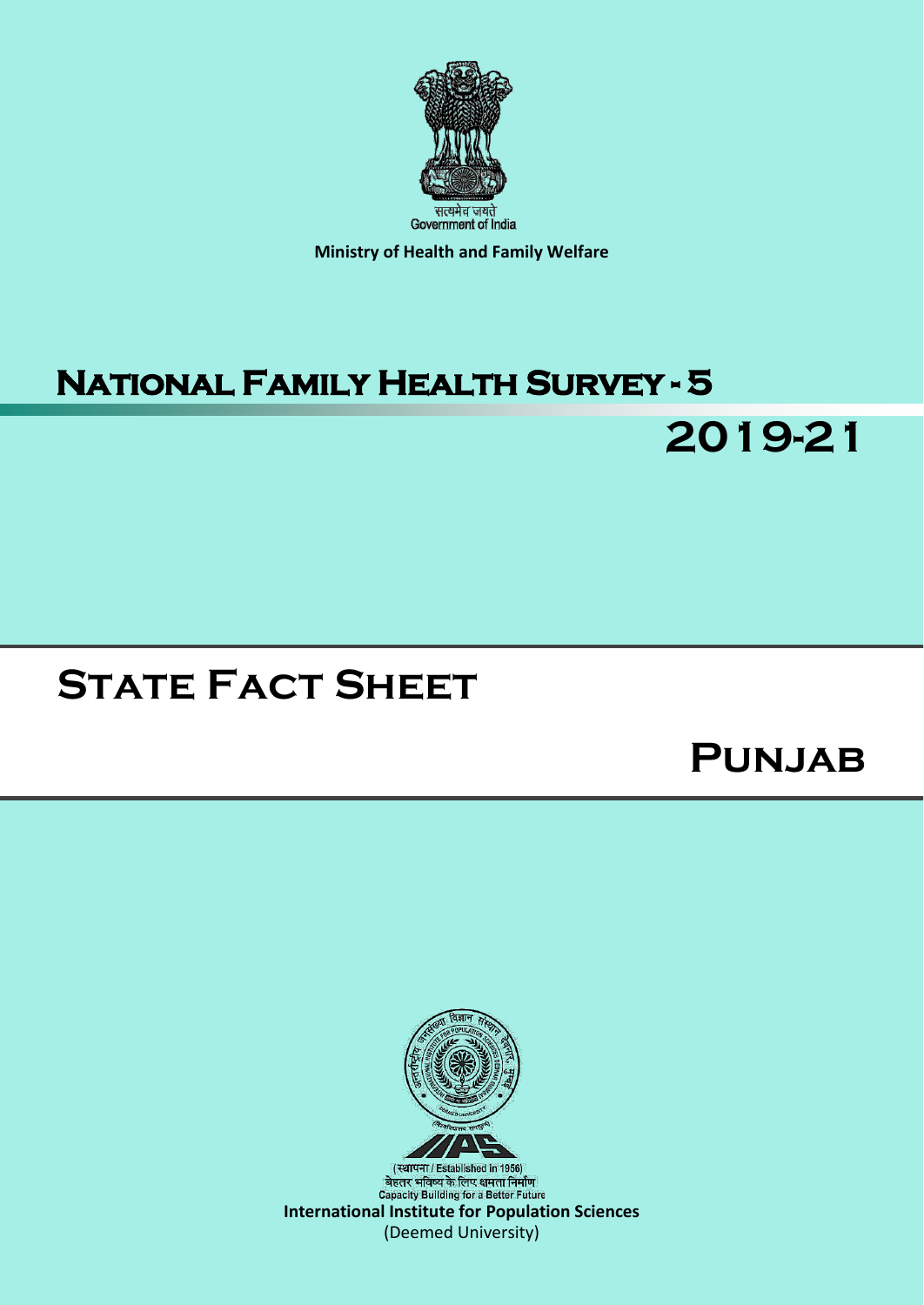सत्यमेव जयते
Government of India

**Ministry of Health and Family Welfare**

# National Family Health Survey - 5

## 2019-21

# State Fact Sheet

## Punjab

(स्थापना / Established in 1956)
बेहतर भविष्य के लिए क्षमता निर्माण
Capacity Building for a Better Future

**International Institute for Population Sciences**
(Deemed University)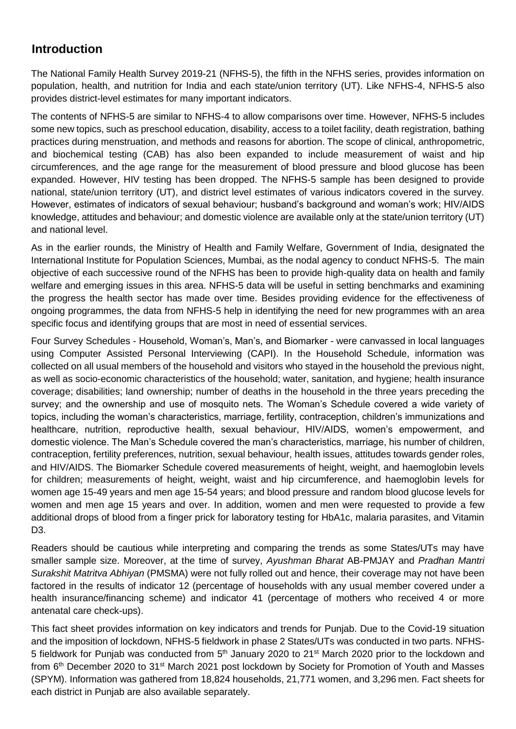## Introduction

The National Family Health Survey 2019-21 (NFHS-5), the fifth in the NFHS series, provides information on population, health, and nutrition for India and each state/union territory (UT). Like NFHS-4, NFHS-5 also provides district-level estimates for many important indicators.

The contents of NFHS-5 are similar to NFHS-4 to allow comparisons over time. However, NFHS-5 includes some new topics, such as preschool education, disability, access to a toilet facility, death registration, bathing practices during menstruation, and methods and reasons for abortion. The scope of clinical, anthropometric, and biochemical testing (CAB) has also been expanded to include measurement of waist and hip circumferences, and the age range for the measurement of blood pressure and blood glucose has been expanded. However, HIV testing has been dropped. The NFHS-5 sample has been designed to provide national, state/union territory (UT), and district level estimates of various indicators covered in the survey. However, estimates of indicators of sexual behaviour; husband's background and woman's work; HIV/AIDS knowledge, attitudes and behaviour; and domestic violence are available only at the state/union territory (UT) and national level.

As in the earlier rounds, the Ministry of Health and Family Welfare, Government of India, designated the International Institute for Population Sciences, Mumbai, as the nodal agency to conduct NFHS-5. The main objective of each successive round of the NFHS has been to provide high-quality data on health and family welfare and emerging issues in this area. NFHS-5 data will be useful in setting benchmarks and examining the progress the health sector has made over time. Besides providing evidence for the effectiveness of ongoing programmes, the data from NFHS-5 help in identifying the need for new programmes with an area specific focus and identifying groups that are most in need of essential services.

Four Survey Schedules - Household, Woman's, Man's, and Biomarker - were canvassed in local languages using Computer Assisted Personal Interviewing (CAPI). In the Household Schedule, information was collected on all usual members of the household and visitors who stayed in the household the previous night, as well as socio-economic characteristics of the household; water, sanitation, and hygiene; health insurance coverage; disabilities; land ownership; number of deaths in the household in the three years preceding the survey; and the ownership and use of mosquito nets. The Woman's Schedule covered a wide variety of topics, including the woman's characteristics, marriage, fertility, contraception, children's immunizations and healthcare, nutrition, reproductive health, sexual behaviour, HIV/AIDS, women's empowerment, and domestic violence. The Man's Schedule covered the man's characteristics, marriage, his number of children, contraception, fertility preferences, nutrition, sexual behaviour, health issues, attitudes towards gender roles, and HIV/AIDS. The Biomarker Schedule covered measurements of height, weight, and haemoglobin levels for children; measurements of height, weight, waist and hip circumference, and haemoglobin levels for women age 15-49 years and men age 15-54 years; and blood pressure and random blood glucose levels for women and men age 15 years and over. In addition, women and men were requested to provide a few additional drops of blood from a finger prick for laboratory testing for HbA1c, malaria parasites, and Vitamin D3.

Readers should be cautious while interpreting and comparing the trends as some States/UTs may have smaller sample size. Moreover, at the time of survey, *Ayushman Bharat* AB-PMJAY and *Pradhan Mantri Surakshit Matritva Abhiyan* (PMSMA) were not fully rolled out and hence, their coverage may not have been factored in the results of indicator 12 (percentage of households with any usual member covered under a health insurance/financing scheme) and indicator 41 (percentage of mothers who received 4 or more antenatal care check-ups).

This fact sheet provides information on key indicators and trends for Punjab. Due to the Covid-19 situation and the imposition of lockdown, NFHS-5 fieldwork in phase 2 States/UTs was conducted in two parts. NFHS-5 fieldwork for Punjab was conducted from 5th January 2020 to 21st March 2020 prior to the lockdown and from 6th December 2020 to 31st March 2021 post lockdown by Society for Promotion of Youth and Masses (SPYM). Information was gathered from 18,824 households, 21,771 women, and 3,296 men. Fact sheets for each district in Punjab are also available separately.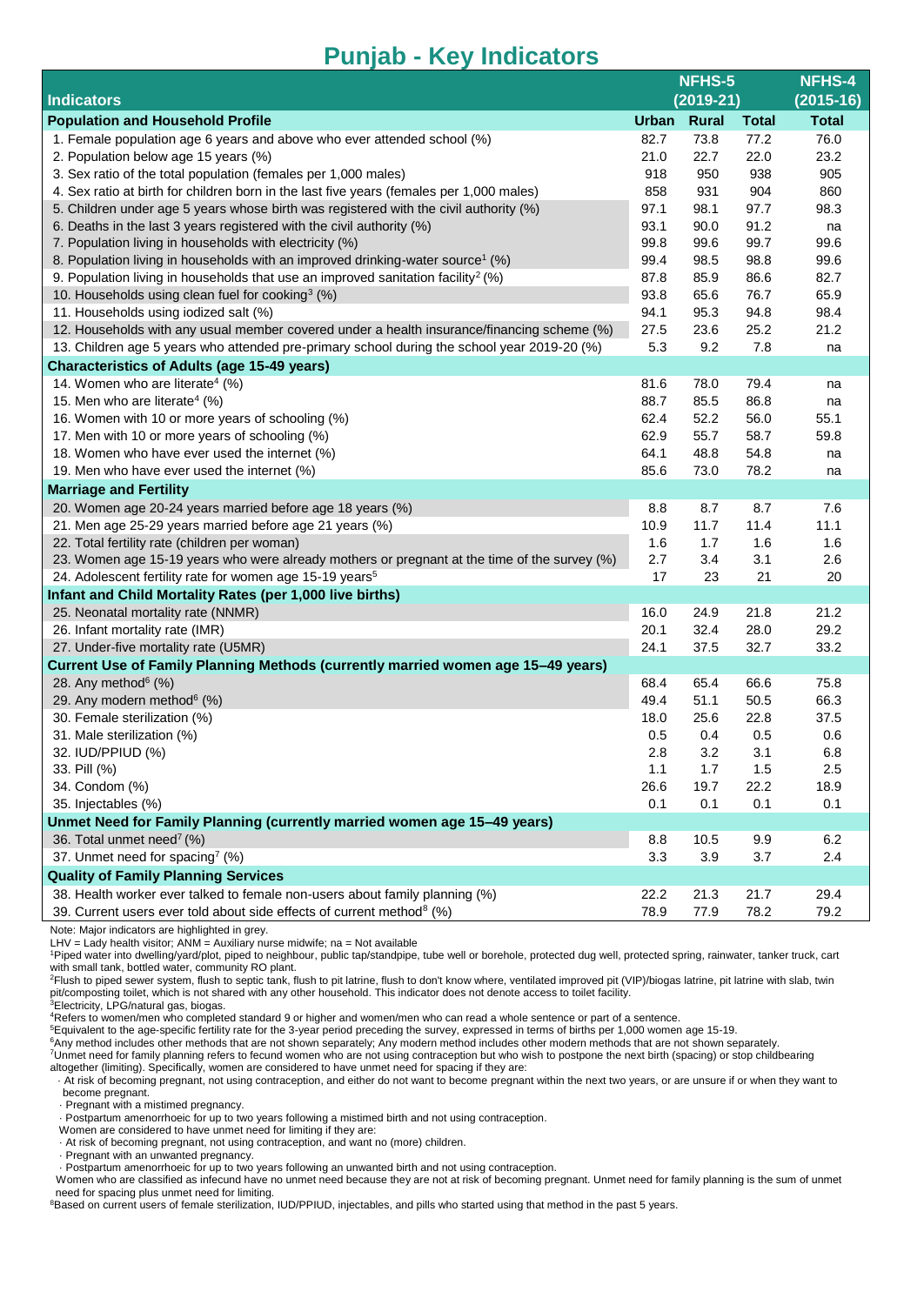# Punjab - Key Indicators

| Indicators | NFHS-5 (2019-21) | | | NFHS-4 (2015-16) |
|---|---|---|---|---|
| **Population and Household Profile** | **Urban** | **Rural** | **Total** | **Total** |
| 1. Female population age 6 years and above who ever attended school (%) | 82.7 | 73.8 | 77.2 | 76.0 |
| 2. Population below age 15 years (%) | 21.0 | 22.7 | 22.0 | 23.2 |
| 3. Sex ratio of the total population (females per 1,000 males) | 918 | 950 | 938 | 905 |
| 4. Sex ratio at birth for children born in the last five years (females per 1,000 males) | 858 | 931 | 904 | 860 |
| 5. Children under age 5 years whose birth was registered with the civil authority (%) | 97.1 | 98.1 | 97.7 | 98.3 |
| 6. Deaths in the last 3 years registered with the civil authority (%) | 93.1 | 90.0 | 91.2 | na |
| 7. Population living in households with electricity (%) | 99.8 | 99.6 | 99.7 | 99.6 |
| 8. Population living in households with an improved drinking-water source[1] (%) | 99.4 | 98.5 | 98.8 | 99.6 |
| 9. Population living in households that use an improved sanitation facility[2] (%) | 87.8 | 85.9 | 86.6 | 82.7 |
| 10. Households using clean fuel for cooking[3] (%) | 93.8 | 65.6 | 76.7 | 65.9 |
| 11. Households using iodized salt (%) | 94.1 | 95.3 | 94.8 | 98.4 |
| 12. Households with any usual member covered under a health insurance/financing scheme (%) | 27.5 | 23.6 | 25.2 | 21.2 |
| 13. Children age 5 years who attended pre-primary school during the school year 2019-20 (%) | 5.3 | 9.2 | 7.8 | na |
| **Characteristics of Adults (age 15-49 years)** | | | | |
| 14. Women who are literate[4] (%) | 81.6 | 78.0 | 79.4 | na |
| 15. Men who are literate[4] (%) | 88.7 | 85.5 | 86.8 | na |
| 16. Women with 10 or more years of schooling (%) | 62.4 | 52.2 | 56.0 | 55.1 |
| 17. Men with 10 or more years of schooling (%) | 62.9 | 55.7 | 58.7 | 59.8 |
| 18. Women who have ever used the internet (%) | 64.1 | 48.8 | 54.8 | na |
| 19. Men who have ever used the internet (%) | 85.6 | 73.0 | 78.2 | na |
| **Marriage and Fertility** | | | | |
| 20. Women age 20-24 years married before age 18 years (%) | 8.8 | 8.7 | 8.7 | 7.6 |
| 21. Men age 25-29 years married before age 21 years (%) | 10.9 | 11.7 | 11.4 | 11.1 |
| 22. Total fertility rate (children per woman) | 1.6 | 1.7 | 1.6 | 1.6 |
| 23. Women age 15-19 years who were already mothers or pregnant at the time of the survey (%) | 2.7 | 3.4 | 3.1 | 2.6 |
| 24. Adolescent fertility rate for women age 15-19 years[5] | 17 | 23 | 21 | 20 |
| **Infant and Child Mortality Rates (per 1,000 live births)** | | | | |
| 25. Neonatal mortality rate (NNMR) | 16.0 | 24.9 | 21.8 | 21.2 |
| 26. Infant mortality rate (IMR) | 20.1 | 32.4 | 28.0 | 29.2 |
| 27. Under-five mortality rate (U5MR) | 24.1 | 37.5 | 32.7 | 33.2 |
| **Current Use of Family Planning Methods (currently married women age 15–49 years)** | | | | |
| 28. Any method[6] (%) | 68.4 | 65.4 | 66.6 | 75.8 |
| 29. Any modern method[6] (%) | 49.4 | 51.1 | 50.5 | 66.3 |
| 30. Female sterilization (%) | 18.0 | 25.6 | 22.8 | 37.5 |
| 31. Male sterilization (%) | 0.5 | 0.4 | 0.5 | 0.6 |
| 32. IUD/PPIUD (%) | 2.8 | 3.2 | 3.1 | 6.8 |
| 33. Pill (%) | 1.1 | 1.7 | 1.5 | 2.5 |
| 34. Condom (%) | 26.6 | 19.7 | 22.2 | 18.9 |
| 35. Injectables (%) | 0.1 | 0.1 | 0.1 | 0.1 |
| **Unmet Need for Family Planning (currently married women age 15–49 years)** | | | | |
| 36. Total unmet need[7] (%) | 8.8 | 10.5 | 9.9 | 6.2 |
| 37. Unmet need for spacing[7] (%) | 3.3 | 3.9 | 3.7 | 2.4 |
| **Quality of Family Planning Services** | | | | |
| 38. Health worker ever talked to female non-users about family planning (%) | 22.2 | 21.3 | 21.7 | 29.4 |
| 39. Current users ever told about side effects of current method[8] (%) | 78.9 | 77.9 | 78.2 | 79.2 |

Note: Major indicators are highlighted in grey.

LHV = Lady health visitor; ANM = Auxiliary nurse midwife; na = Not available

[1]Piped water into dwelling/yard/plot, piped to neighbour, public tap/standpipe, tube well or borehole, protected dug well, protected spring, rainwater, tanker truck, cart with small tank, bottled water, community RO plant.

[2]Flush to piped sewer system, flush to septic tank, flush to pit latrine, flush to don't know where, ventilated improved pit (VIP)/biogas latrine, pit latrine with slab, twin pit/composting toilet, which is not shared with any other household. This indicator does not denote access to toilet facility.

[3]Electricity, LPG/natural gas, biogas.

[4]Refers to women/men who completed standard 9 or higher and women/men who can read a whole sentence or part of a sentence.

[5]Equivalent to the age-specific fertility rate for the 3-year period preceding the survey, expressed in terms of births per 1,000 women age 15-19.

[6]Any method includes other methods that are not shown separately; Any modern method includes other modern methods that are not shown separately.

[7]Unmet need for family planning refers to fecund women who are not using contraception but who wish to postpone the next birth (spacing) or stop childbearing altogether (limiting). Specifically, women are considered to have unmet need for spacing if they are:

- At risk of becoming pregnant, not using contraception, and either do not want to become pregnant within the next two years, or are unsure if or when they want to become pregnant.
- Pregnant with a mistimed pregnancy.
- Postpartum amenorrhoeic for up to two years following a mistimed birth and not using contraception.

Women are considered to have unmet need for limiting if they are:

- At risk of becoming pregnant, not using contraception, and want no (more) children.
- Pregnant with an unwanted pregnancy.
- Postpartum amenorrhoeic for up to two years following an unwanted birth and not using contraception.

Women who are classified as infecund have no unmet need because they are not at risk of becoming pregnant. Unmet need for family planning is the sum of unmet need for spacing plus unmet need for limiting.

[8]Based on current users of female sterilization, IUD/PPIUD, injectables, and pills who started using that method in the past 5 years.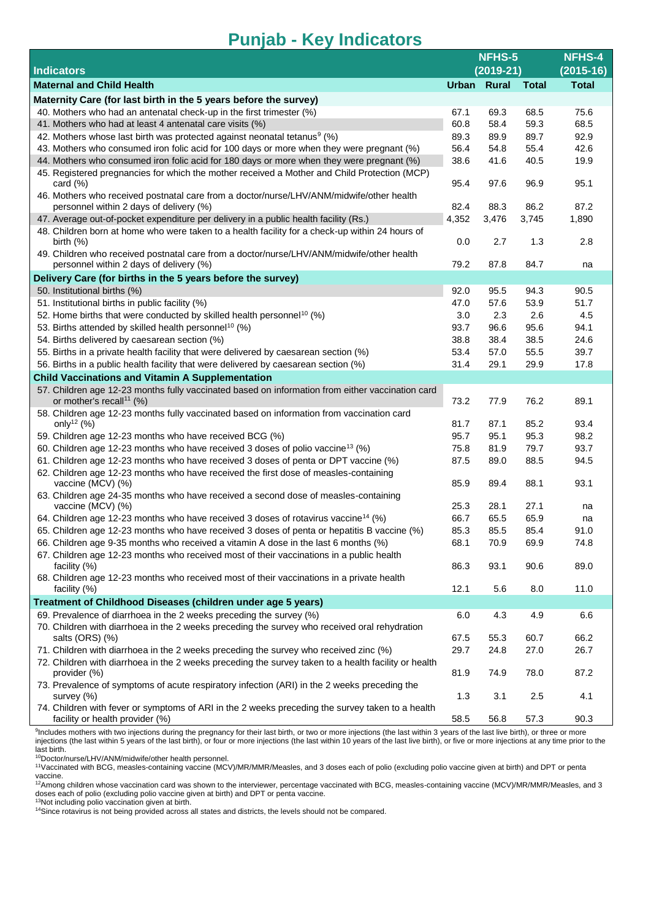# Punjab - Key Indicators

| Indicators | NFHS-5 (2019-21) | | | NFHS-4 (2015-16) |
|---|---|---|---|---|
| **Maternal and Child Health** | **Urban** | **Rural** | **Total** | **Total** |
| **Maternity Care (for last birth in the 5 years before the survey)** | | | | |
| 40. Mothers who had an antenatal check-up in the first trimester (%) | 67.1 | 69.3 | 68.5 | 75.6 |
| 41. Mothers who had at least 4 antenatal care visits (%) | 60.8 | 58.4 | 59.3 | 68.5 |
| 42. Mothers whose last birth was protected against neonatal tetanus[9] (%) | 89.3 | 89.9 | 89.7 | 92.9 |
| 43. Mothers who consumed iron folic acid for 100 days or more when they were pregnant (%) | 56.4 | 54.8 | 55.4 | 42.6 |
| 44. Mothers who consumed iron folic acid for 180 days or more when they were pregnant (%) | 38.6 | 41.6 | 40.5 | 19.9 |
| 45. Registered pregnancies for which the mother received a Mother and Child Protection (MCP) card (%) | 95.4 | 97.6 | 96.9 | 95.1 |
| 46. Mothers who received postnatal care from a doctor/nurse/LHV/ANM/midwife/other health personnel within 2 days of delivery (%) | 82.4 | 88.3 | 86.2 | 87.2 |
| 47. Average out-of-pocket expenditure per delivery in a public health facility (Rs.) | 4,352 | 3,476 | 3,745 | 1,890 |
| 48. Children born at home who were taken to a health facility for a check-up within 24 hours of birth (%) | 0.0 | 2.7 | 1.3 | 2.8 |
| 49. Children who received postnatal care from a doctor/nurse/LHV/ANM/midwife/other health personnel within 2 days of delivery (%) | 79.2 | 87.8 | 84.7 | na |
| **Delivery Care (for births in the 5 years before the survey)** | | | | |
| 50. Institutional births (%) | 92.0 | 95.5 | 94.3 | 90.5 |
| 51. Institutional births in public facility (%) | 47.0 | 57.6 | 53.9 | 51.7 |
| 52. Home births that were conducted by skilled health personnel[10] (%) | 3.0 | 2.3 | 2.6 | 4.5 |
| 53. Births attended by skilled health personnel[10] (%) | 93.7 | 96.6 | 95.6 | 94.1 |
| 54. Births delivered by caesarean section (%) | 38.8 | 38.4 | 38.5 | 24.6 |
| 55. Births in a private health facility that were delivered by caesarean section (%) | 53.4 | 57.0 | 55.5 | 39.7 |
| 56. Births in a public health facility that were delivered by caesarean section (%) | 31.4 | 29.1 | 29.9 | 17.8 |
| **Child Vaccinations and Vitamin A Supplementation** | | | | |
| 57. Children age 12-23 months fully vaccinated based on information from either vaccination card or mother's recall[11] (%) | 73.2 | 77.9 | 76.2 | 89.1 |
| 58. Children age 12-23 months fully vaccinated based on information from vaccination card only[12] (%) | 81.7 | 87.1 | 85.2 | 93.4 |
| 59. Children age 12-23 months who have received BCG (%) | 95.7 | 95.1 | 95.3 | 98.2 |
| 60. Children age 12-23 months who have received 3 doses of polio vaccine[13] (%) | 75.8 | 81.9 | 79.7 | 93.7 |
| 61. Children age 12-23 months who have received 3 doses of penta or DPT vaccine (%) | 87.5 | 89.0 | 88.5 | 94.5 |
| 62. Children age 12-23 months who have received the first dose of measles-containing vaccine (MCV) (%) | 85.9 | 89.4 | 88.1 | 93.1 |
| 63. Children age 24-35 months who have received a second dose of measles-containing vaccine (MCV) (%) | 25.3 | 28.1 | 27.1 | na |
| 64. Children age 12-23 months who have received 3 doses of rotavirus vaccine[14] (%) | 66.7 | 65.5 | 65.9 | na |
| 65. Children age 12-23 months who have received 3 doses of penta or hepatitis B vaccine (%) | 85.3 | 85.5 | 85.4 | 91.0 |
| 66. Children age 9-35 months who received a vitamin A dose in the last 6 months (%) | 68.1 | 70.9 | 69.9 | 74.8 |
| 67. Children age 12-23 months who received most of their vaccinations in a public health facility (%) | 86.3 | 93.1 | 90.6 | 89.0 |
| 68. Children age 12-23 months who received most of their vaccinations in a private health facility (%) | 12.1 | 5.6 | 8.0 | 11.0 |
| **Treatment of Childhood Diseases (children under age 5 years)** | | | | |
| 69. Prevalence of diarrhoea in the 2 weeks preceding the survey (%) | 6.0 | 4.3 | 4.9 | 6.6 |
| 70. Children with diarrhoea in the 2 weeks preceding the survey who received oral rehydration salts (ORS) (%) | 67.5 | 55.3 | 60.7 | 66.2 |
| 71. Children with diarrhoea in the 2 weeks preceding the survey who received zinc (%) | 29.7 | 24.8 | 27.0 | 26.7 |
| 72. Children with diarrhoea in the 2 weeks preceding the survey taken to a health facility or health provider (%) | 81.9 | 74.9 | 78.0 | 87.2 |
| 73. Prevalence of symptoms of acute respiratory infection (ARI) in the 2 weeks preceding the survey (%) | 1.3 | 3.1 | 2.5 | 4.1 |
| 74. Children with fever or symptoms of ARI in the 2 weeks preceding the survey taken to a health facility or health provider (%) | 58.5 | 56.8 | 57.3 | 90.3 |

[9]Includes mothers with two injections during the pregnancy for their last birth, or two or more injections (the last within 3 years of the last live birth), or three or more injections (the last within 5 years of the last birth), or four or more injections (the last within 10 years of the last live birth), or five or more injections at any time prior to the last birth.

[10]Doctor/nurse/LHV/ANM/midwife/other health personnel.

[11]Vaccinated with BCG, measles-containing vaccine (MCV)/MR/MMR/Measles, and 3 doses each of polio (excluding polio vaccine given at birth) and DPT or penta vaccine.

[12]Among children whose vaccination card was shown to the interviewer, percentage vaccinated with BCG, measles-containing vaccine (MCV)/MR/MMR/Measles, and 3 doses each of polio (excluding polio vaccine given at birth) and DPT or penta vaccine.

[13]Not including polio vaccination given at birth.

[14]Since rotavirus is not being provided across all states and districts, the levels should not be compared.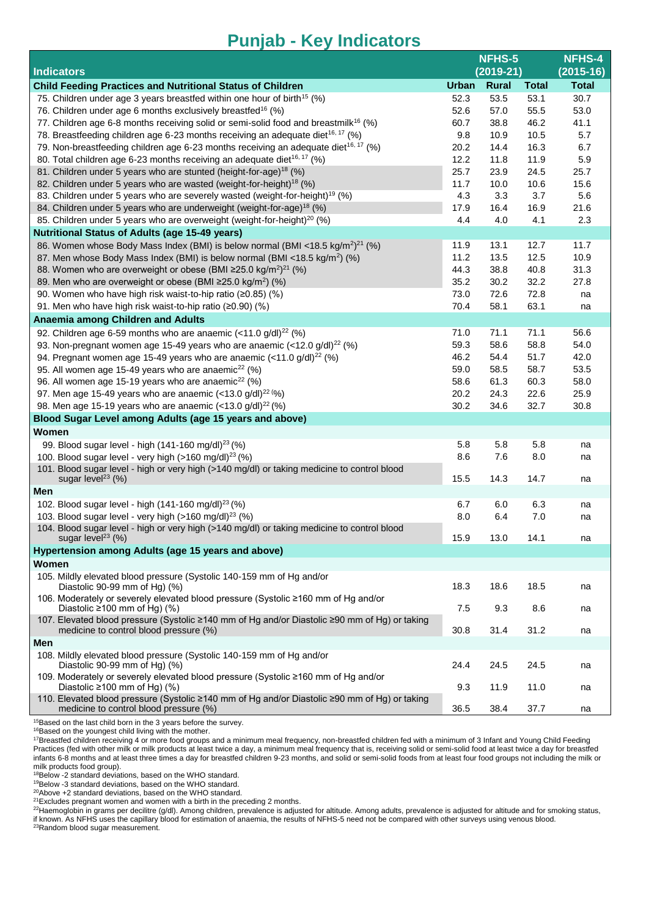# Punjab - Key Indicators

| Indicators | NFHS-5 (2019-21) | | | NFHS-4 (2015-16) |
|---|---|---|---|---|
| **Child Feeding Practices and Nutritional Status of Children** | **Urban** | **Rural** | **Total** | **Total** |
| 75. Children under age 3 years breastfed within one hour of birth[15] (%) | 52.3 | 53.5 | 53.1 | 30.7 |
| 76. Children under age 6 months exclusively breastfed[16] (%) | 52.6 | 57.0 | 55.5 | 53.0 |
| 77. Children age 6-8 months receiving solid or semi-solid food and breastmilk[16] (%) | 60.7 | 38.8 | 46.2 | 41.1 |
| 78. Breastfeeding children age 6-23 months receiving an adequate diet[16, 17] (%) | 9.8 | 10.9 | 10.5 | 5.7 |
| 79. Non-breastfeeding children age 6-23 months receiving an adequate diet[16, 17] (%) | 20.2 | 14.4 | 16.3 | 6.7 |
| 80. Total children age 6-23 months receiving an adequate diet[16, 17] (%) | 12.2 | 11.8 | 11.9 | 5.9 |
| 81. Children under 5 years who are stunted (height-for-age)[18] (%) | 25.7 | 23.9 | 24.5 | 25.7 |
| 82. Children under 5 years who are wasted (weight-for-height)[18] (%) | 11.7 | 10.0 | 10.6 | 15.6 |
| 83. Children under 5 years who are severely wasted (weight-for-height)[19] (%) | 4.3 | 3.3 | 3.7 | 5.6 |
| 84. Children under 5 years who are underweight (weight-for-age)[18] (%) | 17.9 | 16.4 | 16.9 | 21.6 |
| 85. Children under 5 years who are overweight (weight-for-height)[20] (%) | 4.4 | 4.0 | 4.1 | 2.3 |
| **Nutritional Status of Adults (age 15-49 years)** | | | | |
| 86. Women whose Body Mass Index (BMI) is below normal (BMI <18.5 kg/m$^2$)[21] (%) | 11.9 | 13.1 | 12.7 | 11.7 |
| 87. Men whose Body Mass Index (BMI) is below normal (BMI <18.5 kg/m$^2$) (%) | 11.2 | 13.5 | 12.5 | 10.9 |
| 88. Women who are overweight or obese (BMI ≥25.0 kg/m$^2$)[21] (%) | 44.3 | 38.8 | 40.8 | 31.3 |
| 89. Men who are overweight or obese (BMI ≥25.0 kg/m$^2$) (%) | 35.2 | 30.2 | 32.2 | 27.8 |
| 90. Women who have high risk waist-to-hip ratio (≥0.85) (%) | 73.0 | 72.6 | 72.8 | na |
| 91. Men who have high risk waist-to-hip ratio (≥0.90) (%) | 70.4 | 58.1 | 63.1 | na |
| **Anaemia among Children and Adults** | | | | |
| 92. Children age 6-59 months who are anaemic (<11.0 g/dl)[22] (%) | 71.0 | 71.1 | 71.1 | 56.6 |
| 93. Non-pregnant women age 15-49 years who are anaemic (<12.0 g/dl)[22] (%) | 59.3 | 58.6 | 58.8 | 54.0 |
| 94. Pregnant women age 15-49 years who are anaemic (<11.0 g/dl)[22] (%) | 46.2 | 54.4 | 51.7 | 42.0 |
| 95. All women age 15-49 years who are anaemic[22] (%) | 59.0 | 58.5 | 58.7 | 53.5 |
| 96. All women age 15-19 years who are anaemic[22] (%) | 58.6 | 61.3 | 60.3 | 58.0 |
| 97. Men age 15-49 years who are anaemic (<13.0 g/dl)[22] (%) | 20.2 | 24.3 | 22.6 | 25.9 |
| 98. Men age 15-19 years who are anaemic (<13.0 g/dl)[22] (%) | 30.2 | 34.6 | 32.7 | 30.8 |
| **Blood Sugar Level among Adults (age 15 years and above)** | | | | |
| **Women** | | | | |
| 99. Blood sugar level - high (141-160 mg/dl)[23] (%) | 5.8 | 5.8 | 5.8 | na |
| 100. Blood sugar level - very high (>160 mg/dl)[23] (%) | 8.6 | 7.6 | 8.0 | na |
| 101. Blood sugar level - high or very high (>140 mg/dl) or taking medicine to control blood sugar level[23] (%) | 15.5 | 14.3 | 14.7 | na |
| **Men** | | | | |
| 102. Blood sugar level - high (141-160 mg/dl)[23] (%) | 6.7 | 6.0 | 6.3 | na |
| 103. Blood sugar level - very high (>160 mg/dl)[23] (%) | 8.0 | 6.4 | 7.0 | na |
| 104. Blood sugar level - high or very high (>140 mg/dl) or taking medicine to control blood sugar level[23] (%) | 15.9 | 13.0 | 14.1 | na |
| **Hypertension among Adults (age 15 years and above)** | | | | |
| **Women** | | | | |
| 105. Mildly elevated blood pressure (Systolic 140-159 mm of Hg and/or Diastolic 90-99 mm of Hg) (%) | 18.3 | 18.6 | 18.5 | na |
| 106. Moderately or severely elevated blood pressure (Systolic ≥160 mm of Hg and/or Diastolic ≥100 mm of Hg) (%) | 7.5 | 9.3 | 8.6 | na |
| 107. Elevated blood pressure (Systolic ≥140 mm of Hg and/or Diastolic ≥90 mm of Hg) or taking medicine to control blood pressure (%) | 30.8 | 31.4 | 31.2 | na |
| **Men** | | | | |
| 108. Mildly elevated blood pressure (Systolic 140-159 mm of Hg and/or Diastolic 90-99 mm of Hg) (%) | 24.4 | 24.5 | 24.5 | na |
| 109. Moderately or severely elevated blood pressure (Systolic ≥160 mm of Hg and/or Diastolic ≥100 mm of Hg) (%) | 9.3 | 11.9 | 11.0 | na |
| 110. Elevated blood pressure (Systolic ≥140 mm of Hg and/or Diastolic ≥90 mm of Hg) or taking medicine to control blood pressure (%) | 36.5 | 38.4 | 37.7 | na |

[15]Based on the last child born in the 3 years before the survey.
[16]Based on the youngest child living with the mother.
[17]Breastfed children receiving 4 or more food groups and a minimum meal frequency, non-breastfed children fed with a minimum of 3 Infant and Young Child Feeding Practices (fed with other milk or milk products at least twice a day, a minimum meal frequency that is, receiving solid or semi-solid food at least twice a day for breastfed infants 6-8 months and at least three times a day for breastfed children 9-23 months, and solid or semi-solid foods from at least four food groups not including the milk or milk products food group).
[18]Below -2 standard deviations, based on the WHO standard.
[19]Below -3 standard deviations, based on the WHO standard.
[20]Above +2 standard deviations, based on the WHO standard.
[21]Excludes pregnant women and women with a birth in the preceding 2 months.
[22]Haemoglobin in grams per decilitre (g/dl). Among children, prevalence is adjusted for altitude. Among adults, prevalence is adjusted for altitude and for smoking status, if known. As NFHS uses the capillary blood for estimation of anaemia, the results of NFHS-5 need not be compared with other surveys using venous blood.
[23]Random blood sugar measurement.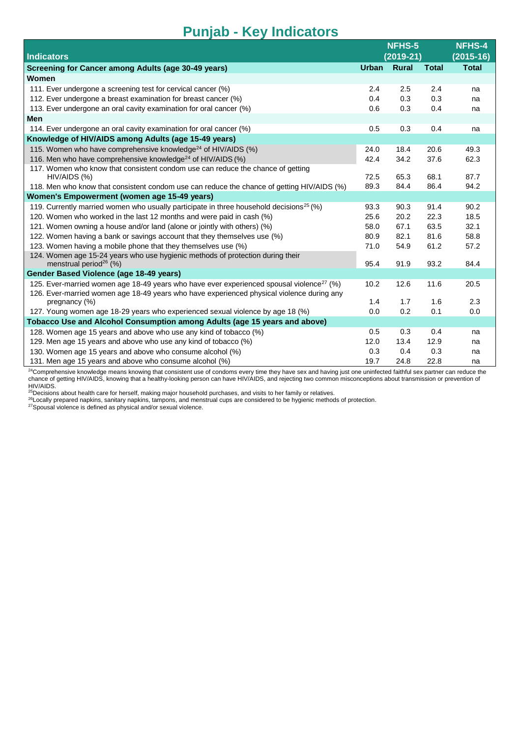# Punjab - Key Indicators

| Indicators | NFHS-5 (2019-21) | | | NFHS-4 (2015-16) |
|---|---|---|---|---|
| **Screening for Cancer among Adults (age 30-49 years)** | **Urban** | **Rural** | **Total** | **Total** |
| **Women** | | | | |
| 111. Ever undergone a screening test for cervical cancer (%) | 2.4 | 2.5 | 2.4 | na |
| 112. Ever undergone a breast examination for breast cancer (%) | 0.4 | 0.3 | 0.3 | na |
| 113. Ever undergone an oral cavity examination for oral cancer (%) | 0.6 | 0.3 | 0.4 | na |
| **Men** | | | | |
| 114. Ever undergone an oral cavity examination for oral cancer (%) | 0.5 | 0.3 | 0.4 | na |
| **Knowledge of HIV/AIDS among Adults (age 15-49 years)** | | | | |
| 115. Women who have comprehensive knowledge[24] of HIV/AIDS (%) | 24.0 | 18.4 | 20.6 | 49.3 |
| 116. Men who have comprehensive knowledge[24] of HIV/AIDS (%) | 42.4 | 34.2 | 37.6 | 62.3 |
| 117. Women who know that consistent condom use can reduce the chance of getting HIV/AIDS (%) | 72.5 | 65.3 | 68.1 | 87.7 |
| 118. Men who know that consistent condom use can reduce the chance of getting HIV/AIDS (%) | 89.3 | 84.4 | 86.4 | 94.2 |
| **Women's Empowerment (women age 15-49 years)** | | | | |
| 119. Currently married women who usually participate in three household decisions[25] (%) | 93.3 | 90.3 | 91.4 | 90.2 |
| 120. Women who worked in the last 12 months and were paid in cash (%) | 25.6 | 20.2 | 22.3 | 18.5 |
| 121. Women owning a house and/or land (alone or jointly with others) (%) | 58.0 | 67.1 | 63.5 | 32.1 |
| 122. Women having a bank or savings account that they themselves use (%) | 80.9 | 82.1 | 81.6 | 58.8 |
| 123. Women having a mobile phone that they themselves use (%) | 71.0 | 54.9 | 61.2 | 57.2 |
| 124. Women age 15-24 years who use hygienic methods of protection during their menstrual period[26] (%) | 95.4 | 91.9 | 93.2 | 84.4 |
| **Gender Based Violence (age 18-49 years)** | | | | |
| 125. Ever-married women age 18-49 years who have ever experienced spousal violence[27] (%) | 10.2 | 12.6 | 11.6 | 20.5 |
| 126. Ever-married women age 18-49 years who have experienced physical violence during any pregnancy (%) | 1.4 | 1.7 | 1.6 | 2.3 |
| 127. Young women age 18-29 years who experienced sexual violence by age 18 (%) | 0.0 | 0.2 | 0.1 | 0.0 |
| **Tobacco Use and Alcohol Consumption among Adults (age 15 years and above)** | | | | |
| 128. Women age 15 years and above who use any kind of tobacco (%) | 0.5 | 0.3 | 0.4 | na |
| 129. Men age 15 years and above who use any kind of tobacco (%) | 12.0 | 13.4 | 12.9 | na |
| 130. Women age 15 years and above who consume alcohol (%) | 0.3 | 0.4 | 0.3 | na |
| 131. Men age 15 years and above who consume alcohol (%) | 19.7 | 24.8 | 22.8 | na |

[24]Comprehensive knowledge means knowing that consistent use of condoms every time they have sex and having just one uninfected faithful sex partner can reduce the chance of getting HIV/AIDS, knowing that a healthy-looking person can have HIV/AIDS, and rejecting two common misconceptions about transmission or prevention of HIV/AIDS.

[25]Decisions about health care for herself, making major household purchases, and visits to her family or relatives.

[26]Locally prepared napkins, sanitary napkins, tampons, and menstrual cups are considered to be hygienic methods of protection.

[27]Spousal violence is defined as physical and/or sexual violence.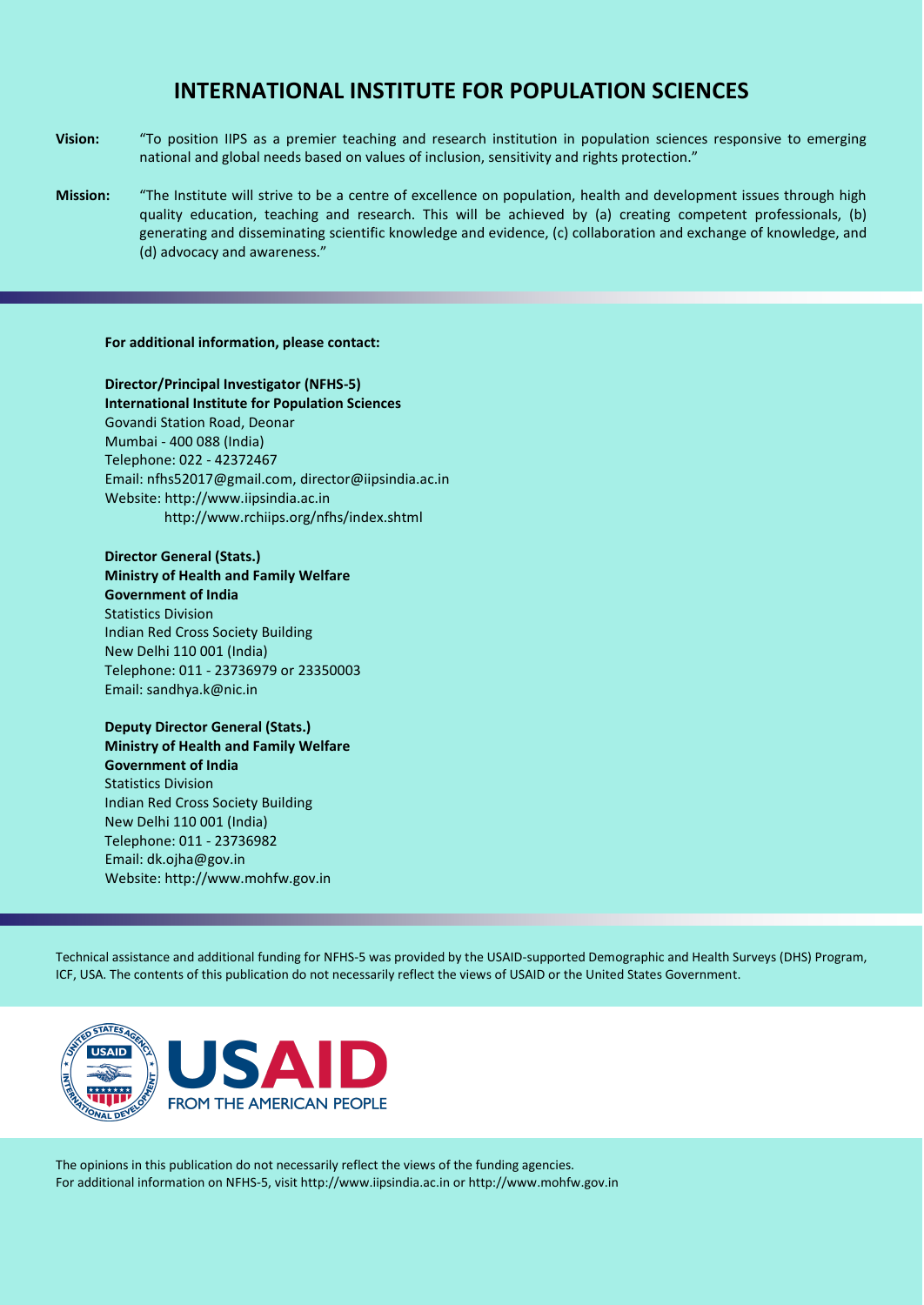# INTERNATIONAL INSTITUTE FOR POPULATION SCIENCES

**Vision:** "To position IIPS as a premier teaching and research institution in population sciences responsive to emerging national and global needs based on values of inclusion, sensitivity and rights protection."

**Mission:** "The Institute will strive to be a centre of excellence on population, health and development issues through high quality education, teaching and research. This will be achieved by (a) creating competent professionals, (b) generating and disseminating scientific knowledge and evidence, (c) collaboration and exchange of knowledge, and (d) advocacy and awareness."

**For additional information, please contact:**

**Director/Principal Investigator (NFHS-5)**
**International Institute for Population Sciences**
Govandi Station Road, Deonar
Mumbai - 400 088 (India)
Telephone: 022 - 42372467
Email: nfhs52017@gmail.com, director@iipsindia.ac.in
Website: http://www.iipsindia.ac.in
http://www.rchiips.org/nfhs/index.shtml

**Director General (Stats.)**
**Ministry of Health and Family Welfare**
**Government of India**
Statistics Division
Indian Red Cross Society Building
New Delhi 110 001 (India)
Telephone: 011 - 23736979 or 23350003
Email: sandhya.k@nic.in

**Deputy Director General (Stats.)**
**Ministry of Health and Family Welfare**
**Government of India**
Statistics Division
Indian Red Cross Society Building
New Delhi 110 001 (India)
Telephone: 011 - 23736982
Email: dk.ojha@gov.in
Website: http://www.mohfw.gov.in

Technical assistance and additional funding for NFHS-5 was provided by the USAID-supported Demographic and Health Surveys (DHS) Program, ICF, USA. The contents of this publication do not necessarily reflect the views of USAID or the United States Government.

USAID
FROM THE AMERICAN PEOPLE

The opinions in this publication do not necessarily reflect the views of the funding agencies.
For additional information on NFHS-5, visit http://www.iipsindia.ac.in or http://www.mohfw.gov.in